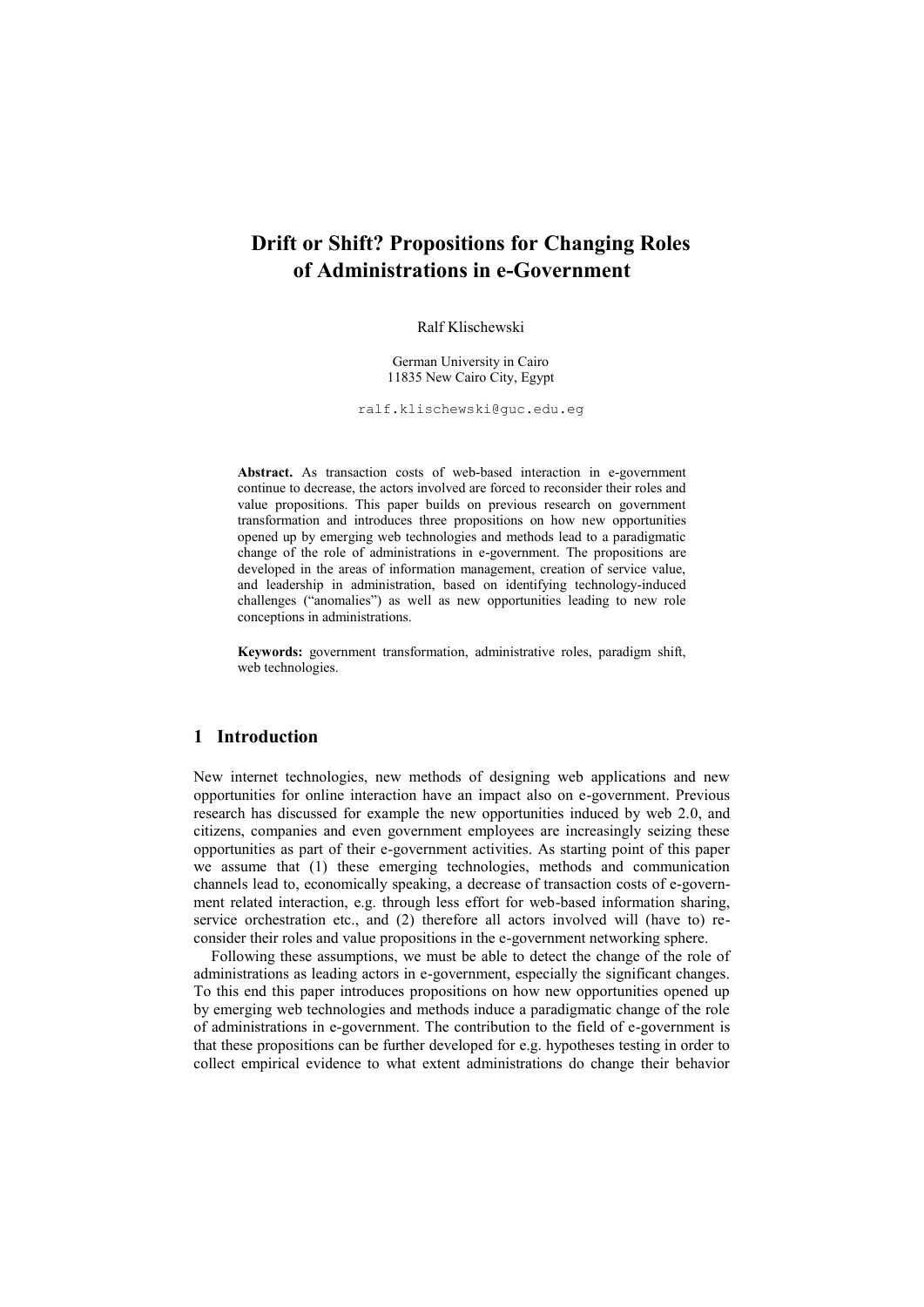# Drift or Shift? Propositions for Changing Roles of Administrations in e-Government

Ralf Klischewski

German University in Cairo
11835 New Cairo City, Egypt

ralf.klischewski@guc.edu.eg

**Abstract.** As transaction costs of web-based interaction in e-government continue to decrease, the actors involved are forced to reconsider their roles and value propositions. This paper builds on previous research on government transformation and introduces three propositions on how new opportunities opened up by emerging web technologies and methods lead to a paradigmatic change of the role of administrations in e-government. The propositions are developed in the areas of information management, creation of service value, and leadership in administration, based on identifying technology-induced challenges ("anomalies") as well as new opportunities leading to new role conceptions in administrations.

**Keywords:** government transformation, administrative roles, paradigm shift, web technologies.

## 1 Introduction

New internet technologies, new methods of designing web applications and new opportunities for online interaction have an impact also on e-government. Previous research has discussed for example the new opportunities induced by web 2.0, and citizens, companies and even government employees are increasingly seizing these opportunities as part of their e-government activities. As starting point of this paper we assume that (1) these emerging technologies, methods and communication channels lead to, economically speaking, a decrease of transaction costs of e-government related interaction, e.g. through less effort for web-based information sharing, service orchestration etc., and (2) therefore all actors involved will (have to) reconsider their roles and value propositions in the e-government networking sphere.

Following these assumptions, we must be able to detect the change of the role of administrations as leading actors in e-government, especially the significant changes. To this end this paper introduces propositions on how new opportunities opened up by emerging web technologies and methods induce a paradigmatic change of the role of administrations in e-government. The contribution to the field of e-government is that these propositions can be further developed for e.g. hypotheses testing in order to collect empirical evidence to what extent administrations do change their behavior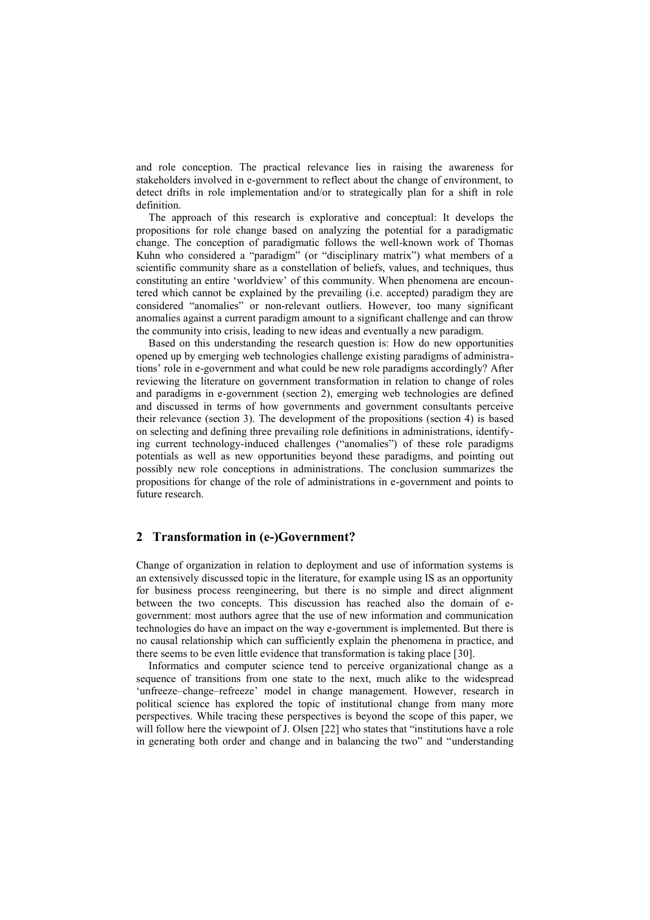and role conception. The practical relevance lies in raising the awareness for stakeholders involved in e-government to reflect about the change of environment, to detect drifts in role implementation and/or to strategically plan for a shift in role definition.

The approach of this research is explorative and conceptual: It develops the propositions for role change based on analyzing the potential for a paradigmatic change. The conception of paradigmatic follows the well-known work of Thomas Kuhn who considered a "paradigm" (or "disciplinary matrix") what members of a scientific community share as a constellation of beliefs, values, and techniques, thus constituting an entire 'worldview' of this community. When phenomena are encountered which cannot be explained by the prevailing (i.e. accepted) paradigm they are considered "anomalies" or non-relevant outliers. However, too many significant anomalies against a current paradigm amount to a significant challenge and can throw the community into crisis, leading to new ideas and eventually a new paradigm.

Based on this understanding the research question is: How do new opportunities opened up by emerging web technologies challenge existing paradigms of administrations' role in e-government and what could be new role paradigms accordingly? After reviewing the literature on government transformation in relation to change of roles and paradigms in e-government (section 2), emerging web technologies are defined and discussed in terms of how governments and government consultants perceive their relevance (section 3). The development of the propositions (section 4) is based on selecting and defining three prevailing role definitions in administrations, identifying current technology-induced challenges ("anomalies") of these role paradigms potentials as well as new opportunities beyond these paradigms, and pointing out possibly new role conceptions in administrations. The conclusion summarizes the propositions for change of the role of administrations in e-government and points to future research.

## 2 Transformation in (e-)Government?

Change of organization in relation to deployment and use of information systems is an extensively discussed topic in the literature, for example using IS as an opportunity for business process reengineering, but there is no simple and direct alignment between the two concepts. This discussion has reached also the domain of e-government: most authors agree that the use of new information and communication technologies do have an impact on the way e-government is implemented. But there is no causal relationship which can sufficiently explain the phenomena in practice, and there seems to be even little evidence that transformation is taking place [30].

Informatics and computer science tend to perceive organizational change as a sequence of transitions from one state to the next, much alike to the widespread 'unfreeze–change–refreeze' model in change management. However, research in political science has explored the topic of institutional change from many more perspectives. While tracing these perspectives is beyond the scope of this paper, we will follow here the viewpoint of J. Olsen [22] who states that "institutions have a role in generating both order and change and in balancing the two" and "understanding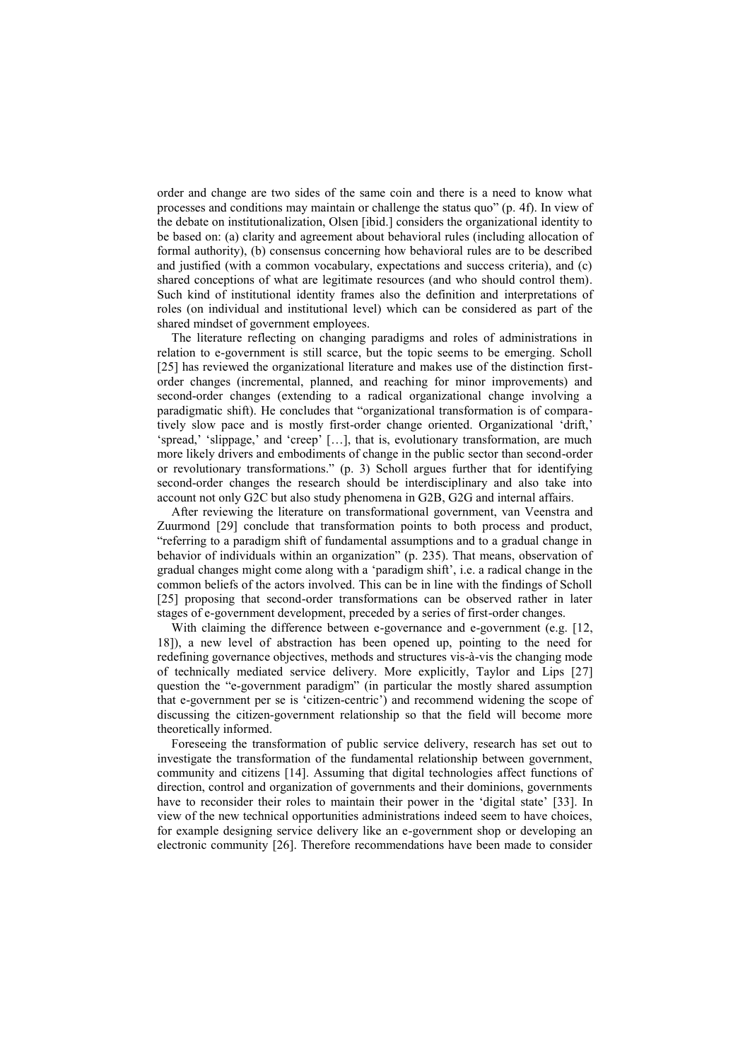order and change are two sides of the same coin and there is a need to know what processes and conditions may maintain or challenge the status quo" (p. 4f). In view of the debate on institutionalization, Olsen [ibid.] considers the organizational identity to be based on: (a) clarity and agreement about behavioral rules (including allocation of formal authority), (b) consensus concerning how behavioral rules are to be described and justified (with a common vocabulary, expectations and success criteria), and (c) shared conceptions of what are legitimate resources (and who should control them). Such kind of institutional identity frames also the definition and interpretations of roles (on individual and institutional level) which can be considered as part of the shared mindset of government employees.

The literature reflecting on changing paradigms and roles of administrations in relation to e-government is still scarce, but the topic seems to be emerging. Scholl [25] has reviewed the organizational literature and makes use of the distinction first-order changes (incremental, planned, and reaching for minor improvements) and second-order changes (extending to a radical organizational change involving a paradigmatic shift). He concludes that "organizational transformation is of comparatively slow pace and is mostly first-order change oriented. Organizational 'drift,' 'spread,' 'slippage,' and 'creep' […], that is, evolutionary transformation, are much more likely drivers and embodiments of change in the public sector than second-order or revolutionary transformations." (p. 3) Scholl argues further that for identifying second-order changes the research should be interdisciplinary and also take into account not only G2C but also study phenomena in G2B, G2G and internal affairs.

After reviewing the literature on transformational government, van Veenstra and Zuurmond [29] conclude that transformation points to both process and product, "referring to a paradigm shift of fundamental assumptions and to a gradual change in behavior of individuals within an organization" (p. 235). That means, observation of gradual changes might come along with a 'paradigm shift', i.e. a radical change in the common beliefs of the actors involved. This can be in line with the findings of Scholl [25] proposing that second-order transformations can be observed rather in later stages of e-government development, preceded by a series of first-order changes.

With claiming the difference between e-governance and e-government (e.g. [12, 18]), a new level of abstraction has been opened up, pointing to the need for redefining governance objectives, methods and structures vis-à-vis the changing mode of technically mediated service delivery. More explicitly, Taylor and Lips [27] question the "e-government paradigm" (in particular the mostly shared assumption that e-government per se is 'citizen-centric') and recommend widening the scope of discussing the citizen-government relationship so that the field will become more theoretically informed.

Foreseeing the transformation of public service delivery, research has set out to investigate the transformation of the fundamental relationship between government, community and citizens [14]. Assuming that digital technologies affect functions of direction, control and organization of governments and their dominions, governments have to reconsider their roles to maintain their power in the 'digital state' [33]. In view of the new technical opportunities administrations indeed seem to have choices, for example designing service delivery like an e-government shop or developing an electronic community [26]. Therefore recommendations have been made to consider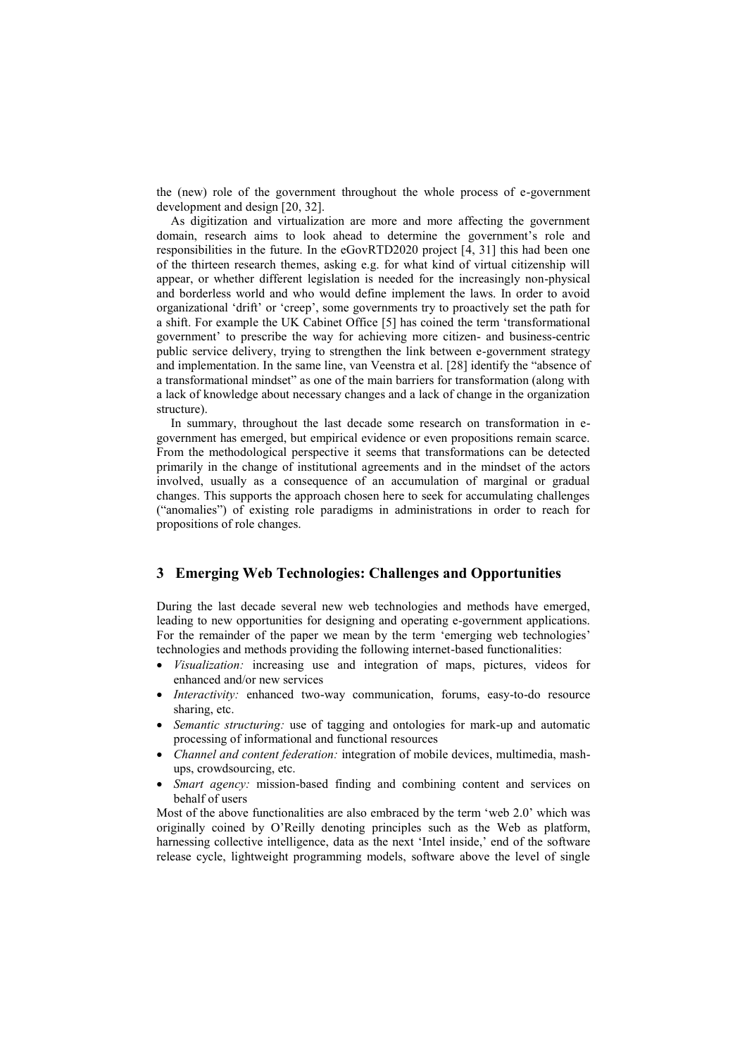the (new) role of the government throughout the whole process of e-government development and design [20, 32].

As digitization and virtualization are more and more affecting the government domain, research aims to look ahead to determine the government's role and responsibilities in the future. In the eGovRTD2020 project [4, 31] this had been one of the thirteen research themes, asking e.g. for what kind of virtual citizenship will appear, or whether different legislation is needed for the increasingly non-physical and borderless world and who would define implement the laws. In order to avoid organizational 'drift' or 'creep', some governments try to proactively set the path for a shift. For example the UK Cabinet Office [5] has coined the term 'transformational government' to prescribe the way for achieving more citizen- and business-centric public service delivery, trying to strengthen the link between e-government strategy and implementation. In the same line, van Veenstra et al. [28] identify the "absence of a transformational mindset" as one of the main barriers for transformation (along with a lack of knowledge about necessary changes and a lack of change in the organization structure).

In summary, throughout the last decade some research on transformation in e-government has emerged, but empirical evidence or even propositions remain scarce. From the methodological perspective it seems that transformations can be detected primarily in the change of institutional agreements and in the mindset of the actors involved, usually as a consequence of an accumulation of marginal or gradual changes. This supports the approach chosen here to seek for accumulating challenges ("anomalies") of existing role paradigms in administrations in order to reach for propositions of role changes.

## 3 Emerging Web Technologies: Challenges and Opportunities

During the last decade several new web technologies and methods have emerged, leading to new opportunities for designing and operating e-government applications. For the remainder of the paper we mean by the term 'emerging web technologies' technologies and methods providing the following internet-based functionalities:

- *Visualization:* increasing use and integration of maps, pictures, videos for enhanced and/or new services
- *Interactivity:* enhanced two-way communication, forums, easy-to-do resource sharing, etc.
- *Semantic structuring:* use of tagging and ontologies for mark-up and automatic processing of informational and functional resources
- *Channel and content federation:* integration of mobile devices, multimedia, mash-ups, crowdsourcing, etc.
- *Smart agency:* mission-based finding and combining content and services on behalf of users

Most of the above functionalities are also embraced by the term 'web 2.0' which was originally coined by O'Reilly denoting principles such as the Web as platform, harnessing collective intelligence, data as the next 'Intel inside,' end of the software release cycle, lightweight programming models, software above the level of single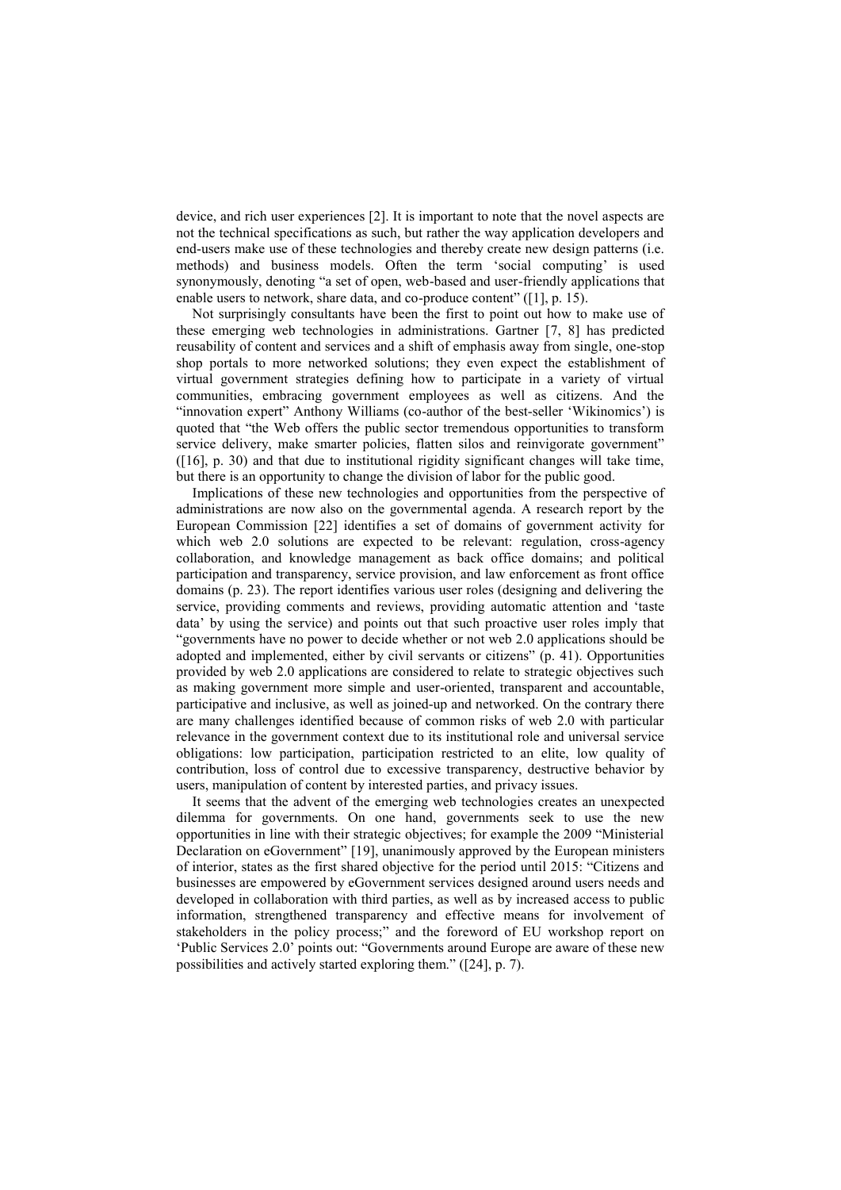device, and rich user experiences [2]. It is important to note that the novel aspects are not the technical specifications as such, but rather the way application developers and end-users make use of these technologies and thereby create new design patterns (i.e. methods) and business models. Often the term 'social computing' is used synonymously, denoting "a set of open, web-based and user-friendly applications that enable users to network, share data, and co-produce content" ([1], p. 15).

Not surprisingly consultants have been the first to point out how to make use of these emerging web technologies in administrations. Gartner [7, 8] has predicted reusability of content and services and a shift of emphasis away from single, one-stop shop portals to more networked solutions; they even expect the establishment of virtual government strategies defining how to participate in a variety of virtual communities, embracing government employees as well as citizens. And the "innovation expert" Anthony Williams (co-author of the best-seller 'Wikinomics') is quoted that "the Web offers the public sector tremendous opportunities to transform service delivery, make smarter policies, flatten silos and reinvigorate government" ([16], p. 30) and that due to institutional rigidity significant changes will take time, but there is an opportunity to change the division of labor for the public good.

Implications of these new technologies and opportunities from the perspective of administrations are now also on the governmental agenda. A research report by the European Commission [22] identifies a set of domains of government activity for which web 2.0 solutions are expected to be relevant: regulation, cross-agency collaboration, and knowledge management as back office domains; and political participation and transparency, service provision, and law enforcement as front office domains (p. 23). The report identifies various user roles (designing and delivering the service, providing comments and reviews, providing automatic attention and 'taste data' by using the service) and points out that such proactive user roles imply that "governments have no power to decide whether or not web 2.0 applications should be adopted and implemented, either by civil servants or citizens" (p. 41). Opportunities provided by web 2.0 applications are considered to relate to strategic objectives such as making government more simple and user-oriented, transparent and accountable, participative and inclusive, as well as joined-up and networked. On the contrary there are many challenges identified because of common risks of web 2.0 with particular relevance in the government context due to its institutional role and universal service obligations: low participation, participation restricted to an elite, low quality of contribution, loss of control due to excessive transparency, destructive behavior by users, manipulation of content by interested parties, and privacy issues.

It seems that the advent of the emerging web technologies creates an unexpected dilemma for governments. On one hand, governments seek to use the new opportunities in line with their strategic objectives; for example the 2009 "Ministerial Declaration on eGovernment" [19], unanimously approved by the European ministers of interior, states as the first shared objective for the period until 2015: "Citizens and businesses are empowered by eGovernment services designed around users needs and developed in collaboration with third parties, as well as by increased access to public information, strengthened transparency and effective means for involvement of stakeholders in the policy process;" and the foreword of EU workshop report on 'Public Services 2.0' points out: "Governments around Europe are aware of these new possibilities and actively started exploring them." ([24], p. 7).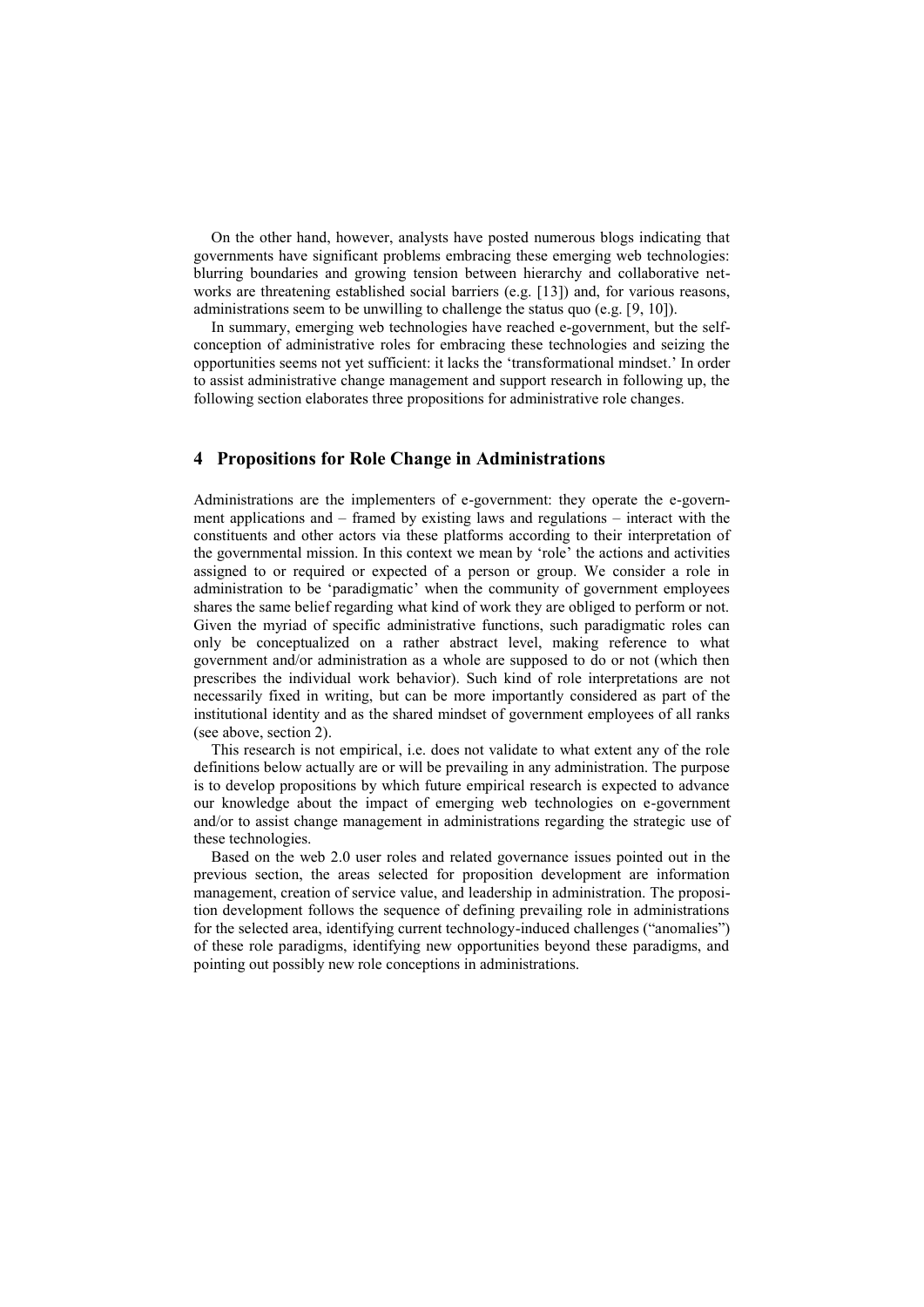On the other hand, however, analysts have posted numerous blogs indicating that governments have significant problems embracing these emerging web technologies: blurring boundaries and growing tension between hierarchy and collaborative networks are threatening established social barriers (e.g. [13]) and, for various reasons, administrations seem to be unwilling to challenge the status quo (e.g. [9, 10]).

In summary, emerging web technologies have reached e-government, but the self-conception of administrative roles for embracing these technologies and seizing the opportunities seems not yet sufficient: it lacks the 'transformational mindset.' In order to assist administrative change management and support research in following up, the following section elaborates three propositions for administrative role changes.

## 4 Propositions for Role Change in Administrations

Administrations are the implementers of e-government: they operate the e-government applications and – framed by existing laws and regulations – interact with the constituents and other actors via these platforms according to their interpretation of the governmental mission. In this context we mean by 'role' the actions and activities assigned to or required or expected of a person or group. We consider a role in administration to be 'paradigmatic' when the community of government employees shares the same belief regarding what kind of work they are obliged to perform or not. Given the myriad of specific administrative functions, such paradigmatic roles can only be conceptualized on a rather abstract level, making reference to what government and/or administration as a whole are supposed to do or not (which then prescribes the individual work behavior). Such kind of role interpretations are not necessarily fixed in writing, but can be more importantly considered as part of the institutional identity and as the shared mindset of government employees of all ranks (see above, section 2).

This research is not empirical, i.e. does not validate to what extent any of the role definitions below actually are or will be prevailing in any administration. The purpose is to develop propositions by which future empirical research is expected to advance our knowledge about the impact of emerging web technologies on e-government and/or to assist change management in administrations regarding the strategic use of these technologies.

Based on the web 2.0 user roles and related governance issues pointed out in the previous section, the areas selected for proposition development are information management, creation of service value, and leadership in administration. The proposition development follows the sequence of defining prevailing role in administrations for the selected area, identifying current technology-induced challenges ("anomalies") of these role paradigms, identifying new opportunities beyond these paradigms, and pointing out possibly new role conceptions in administrations.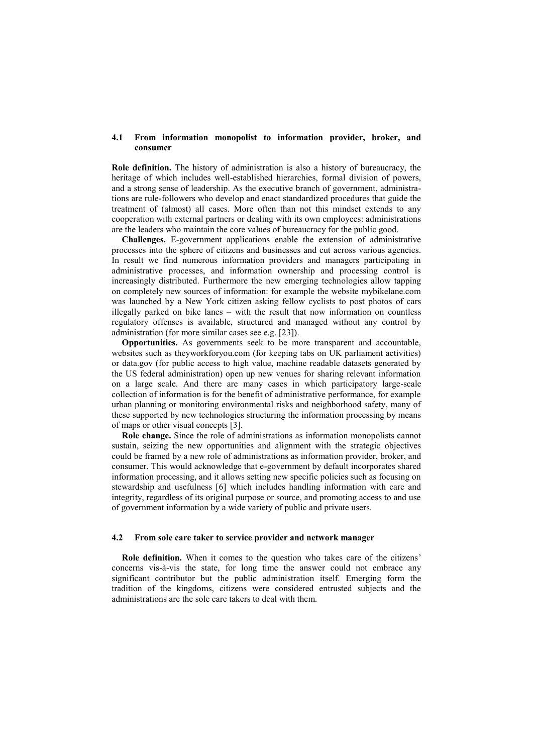### 4.1 From information monopolist to information provider, broker, and consumer

**Role definition.** The history of administration is also a history of bureaucracy, the heritage of which includes well-established hierarchies, formal division of powers, and a strong sense of leadership. As the executive branch of government, administrations are rule-followers who develop and enact standardized procedures that guide the treatment of (almost) all cases. More often than not this mindset extends to any cooperation with external partners or dealing with its own employees: administrations are the leaders who maintain the core values of bureaucracy for the public good.

**Challenges.** E-government applications enable the extension of administrative processes into the sphere of citizens and businesses and cut across various agencies. In result we find numerous information providers and managers participating in administrative processes, and information ownership and processing control is increasingly distributed. Furthermore the new emerging technologies allow tapping on completely new sources of information: for example the website mybikelane.com was launched by a New York citizen asking fellow cyclists to post photos of cars illegally parked on bike lanes – with the result that now information on countless regulatory offenses is available, structured and managed without any control by administration (for more similar cases see e.g. [23]).

**Opportunities.** As governments seek to be more transparent and accountable, websites such as theyworkforyou.com (for keeping tabs on UK parliament activities) or data.gov (for public access to high value, machine readable datasets generated by the US federal administration) open up new venues for sharing relevant information on a large scale. And there are many cases in which participatory large-scale collection of information is for the benefit of administrative performance, for example urban planning or monitoring environmental risks and neighborhood safety, many of these supported by new technologies structuring the information processing by means of maps or other visual concepts [3].

**Role change.** Since the role of administrations as information monopolists cannot sustain, seizing the new opportunities and alignment with the strategic objectives could be framed by a new role of administrations as information provider, broker, and consumer. This would acknowledge that e-government by default incorporates shared information processing, and it allows setting new specific policies such as focusing on stewardship and usefulness [6] which includes handling information with care and integrity, regardless of its original purpose or source, and promoting access to and use of government information by a wide variety of public and private users.

### 4.2 From sole care taker to service provider and network manager

**Role definition.** When it comes to the question who takes care of the citizens' concerns vis-à-vis the state, for long time the answer could not embrace any significant contributor but the public administration itself. Emerging form the tradition of the kingdoms, citizens were considered entrusted subjects and the administrations are the sole care takers to deal with them.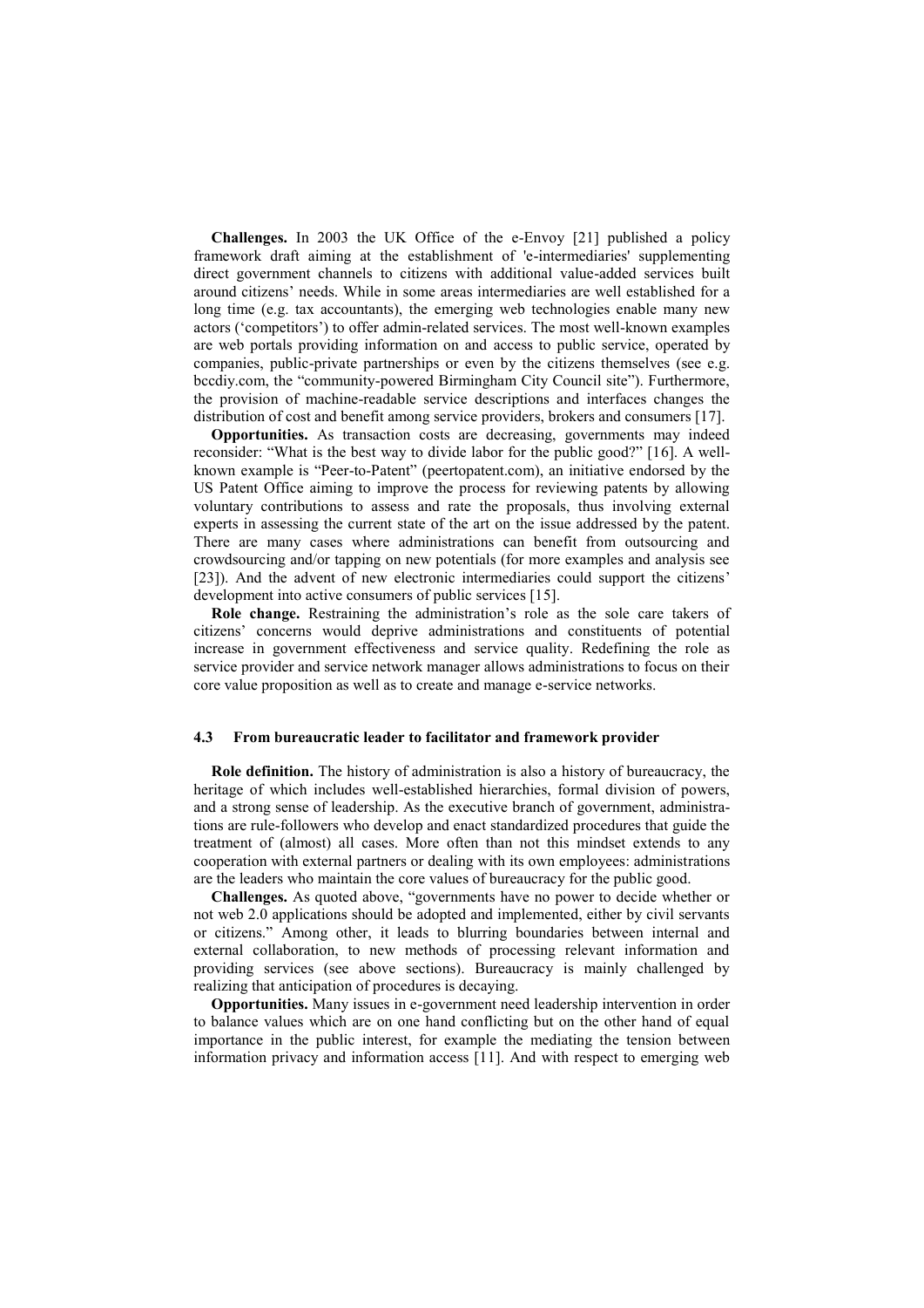**Challenges.** In 2003 the UK Office of the e-Envoy [21] published a policy framework draft aiming at the establishment of 'e-intermediaries' supplementing direct government channels to citizens with additional value-added services built around citizens' needs. While in some areas intermediaries are well established for a long time (e.g. tax accountants), the emerging web technologies enable many new actors ('competitors') to offer admin-related services. The most well-known examples are web portals providing information on and access to public service, operated by companies, public-private partnerships or even by the citizens themselves (see e.g. bccdiy.com, the "community-powered Birmingham City Council site"). Furthermore, the provision of machine-readable service descriptions and interfaces changes the distribution of cost and benefit among service providers, brokers and consumers [17].

**Opportunities.** As transaction costs are decreasing, governments may indeed reconsider: "What is the best way to divide labor for the public good?" [16]. A well-known example is "Peer-to-Patent" (peertopatent.com), an initiative endorsed by the US Patent Office aiming to improve the process for reviewing patents by allowing voluntary contributions to assess and rate the proposals, thus involving external experts in assessing the current state of the art on the issue addressed by the patent. There are many cases where administrations can benefit from outsourcing and crowdsourcing and/or tapping on new potentials (for more examples and analysis see [23]). And the advent of new electronic intermediaries could support the citizens' development into active consumers of public services [15].

**Role change.** Restraining the administration's role as the sole care takers of citizens' concerns would deprive administrations and constituents of potential increase in government effectiveness and service quality. Redefining the role as service provider and service network manager allows administrations to focus on their core value proposition as well as to create and manage e-service networks.

### 4.3 From bureaucratic leader to facilitator and framework provider

**Role definition.** The history of administration is also a history of bureaucracy, the heritage of which includes well-established hierarchies, formal division of powers, and a strong sense of leadership. As the executive branch of government, administrations are rule-followers who develop and enact standardized procedures that guide the treatment of (almost) all cases. More often than not this mindset extends to any cooperation with external partners or dealing with its own employees: administrations are the leaders who maintain the core values of bureaucracy for the public good.

**Challenges.** As quoted above, "governments have no power to decide whether or not web 2.0 applications should be adopted and implemented, either by civil servants or citizens." Among other, it leads to blurring boundaries between internal and external collaboration, to new methods of processing relevant information and providing services (see above sections). Bureaucracy is mainly challenged by realizing that anticipation of procedures is decaying.

**Opportunities.** Many issues in e-government need leadership intervention in order to balance values which are on one hand conflicting but on the other hand of equal importance in the public interest, for example the mediating the tension between information privacy and information access [11]. And with respect to emerging web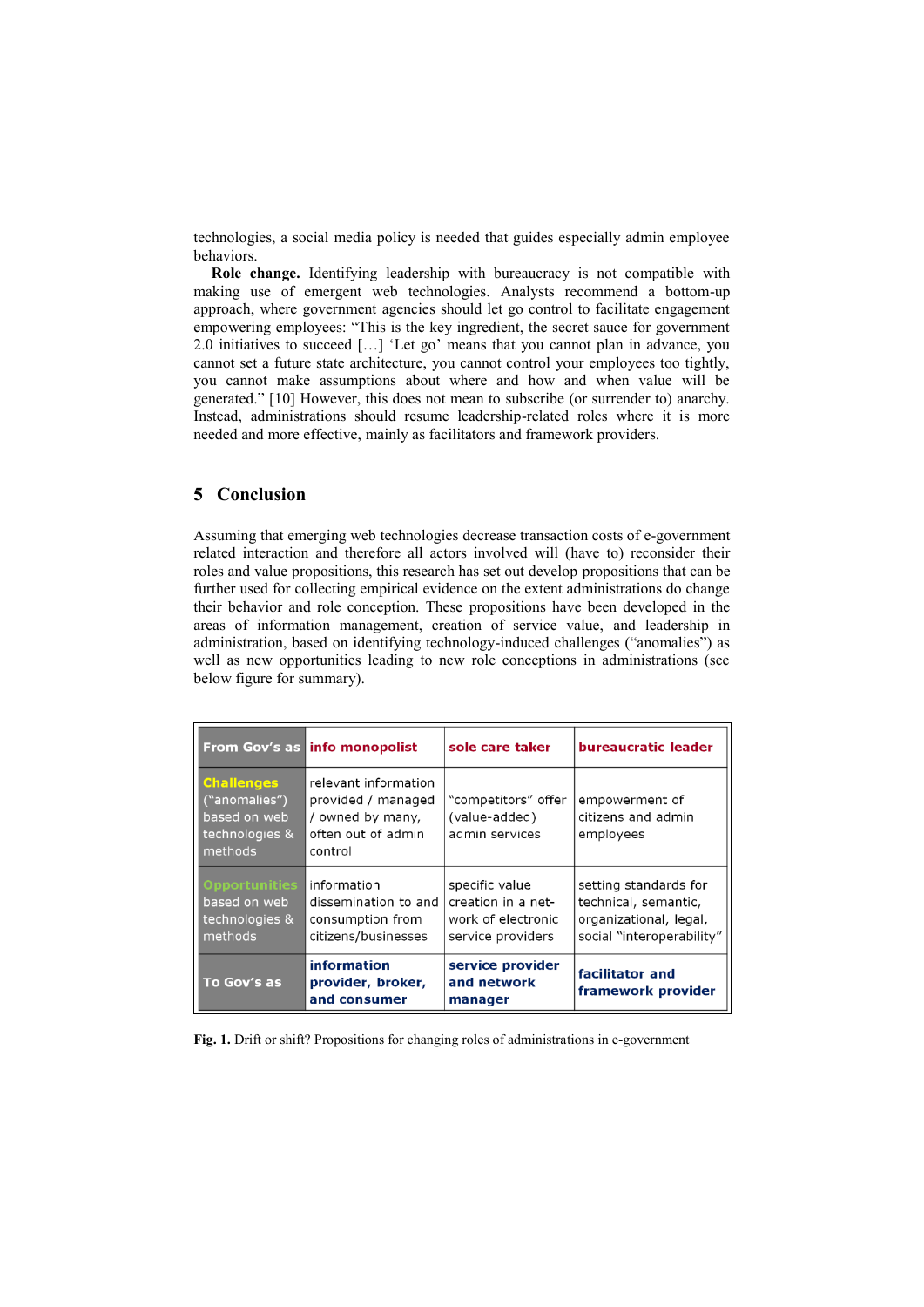technologies, a social media policy is needed that guides especially admin employee behaviors.

**Role change.** Identifying leadership with bureaucracy is not compatible with making use of emergent web technologies. Analysts recommend a bottom-up approach, where government agencies should let go control to facilitate engagement empowering employees: "This is the key ingredient, the secret sauce for government 2.0 initiatives to succeed […] 'Let go' means that you cannot plan in advance, you cannot set a future state architecture, you cannot control your employees too tightly, you cannot make assumptions about where and how and when value will be generated." [10] However, this does not mean to subscribe (or surrender to) anarchy. Instead, administrations should resume leadership-related roles where it is more needed and more effective, mainly as facilitators and framework providers.

## 5 Conclusion

Assuming that emerging web technologies decrease transaction costs of e-government related interaction and therefore all actors involved will (have to) reconsider their roles and value propositions, this research has set out develop propositions that can be further used for collecting empirical evidence on the extent administrations do change their behavior and role conception. These propositions have been developed in the areas of information management, creation of service value, and leadership in administration, based on identifying technology-induced challenges ("anomalies") as well as new opportunities leading to new role conceptions in administrations (see below figure for summary).

| **From Gov's as** | **info monopolist** | **sole care taker** | **bureaucratic leader** |
|---|---|---|---|
| **Challenges** ("anomalies") based on web technologies & methods | relevant information provided / managed / owned by many, often out of admin control | "competitors" offer (value-added) admin services | empowerment of citizens and admin employees |
| **Opportunities** based on web technologies & methods | information dissemination to and consumption from citizens/businesses | specific value creation in a net-work of electronic service providers | setting standards for technical, semantic, organizational, legal, social "interoperability" |
| **To Gov's as** | **information provider, broker, and consumer** | **service provider and network manager** | **facilitator and framework provider** |

**Fig. 1.** Drift or shift? Propositions for changing roles of administrations in e-government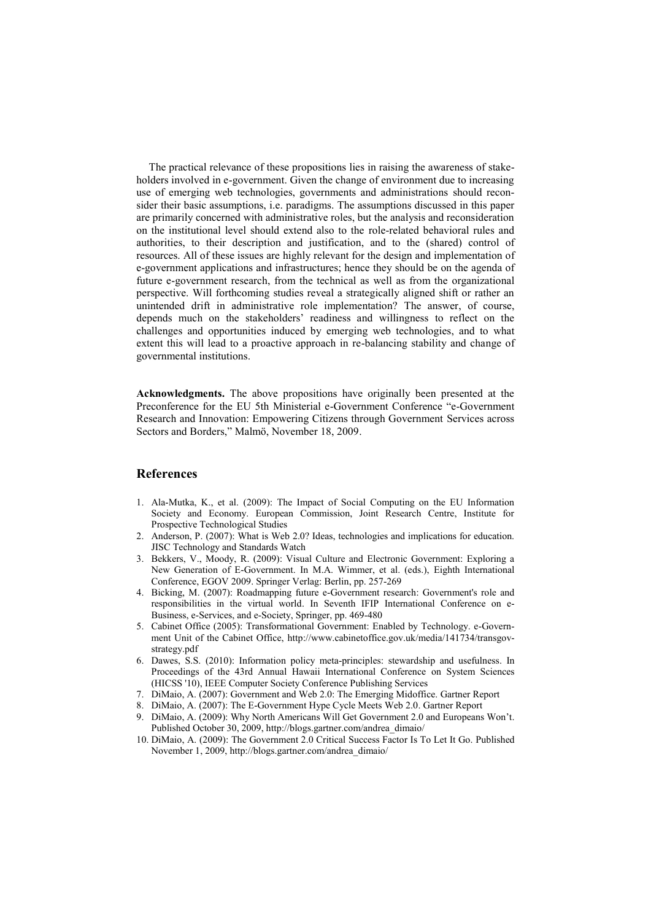The practical relevance of these propositions lies in raising the awareness of stakeholders involved in e-government. Given the change of environment due to increasing use of emerging web technologies, governments and administrations should reconsider their basic assumptions, i.e. paradigms. The assumptions discussed in this paper are primarily concerned with administrative roles, but the analysis and reconsideration on the institutional level should extend also to the role-related behavioral rules and authorities, to their description and justification, and to the (shared) control of resources. All of these issues are highly relevant for the design and implementation of e-government applications and infrastructures; hence they should be on the agenda of future e-government research, from the technical as well as from the organizational perspective. Will forthcoming studies reveal a strategically aligned shift or rather an unintended drift in administrative role implementation? The answer, of course, depends much on the stakeholders' readiness and willingness to reflect on the challenges and opportunities induced by emerging web technologies, and to what extent this will lead to a proactive approach in re-balancing stability and change of governmental institutions.

**Acknowledgments.** The above propositions have originally been presented at the Preconference for the EU 5th Ministerial e-Government Conference "e-Government Research and Innovation: Empowering Citizens through Government Services across Sectors and Borders," Malmö, November 18, 2009.

## References

1. Ala-Mutka, K., et al. (2009): The Impact of Social Computing on the EU Information Society and Economy. European Commission, Joint Research Centre, Institute for Prospective Technological Studies
2. Anderson, P. (2007): What is Web 2.0? Ideas, technologies and implications for education. JISC Technology and Standards Watch
3. Bekkers, V., Moody, R. (2009): Visual Culture and Electronic Government: Exploring a New Generation of E-Government. In M.A. Wimmer, et al. (eds.), Eighth International Conference, EGOV 2009. Springer Verlag: Berlin, pp. 257-269
4. Bicking, M. (2007): Roadmapping future e-Government research: Government's role and responsibilities in the virtual world. In Seventh IFIP International Conference on e-Business, e-Services, and e-Society, Springer, pp. 469-480
5. Cabinet Office (2005): Transformational Government: Enabled by Technology. e-Government Unit of the Cabinet Office, http://www.cabinetoffice.gov.uk/media/141734/transgov-strategy.pdf
6. Dawes, S.S. (2010): Information policy meta-principles: stewardship and usefulness. In Proceedings of the 43rd Annual Hawaii International Conference on System Sciences (HICSS '10), IEEE Computer Society Conference Publishing Services
7. DiMaio, A. (2007): Government and Web 2.0: The Emerging Midoffice. Gartner Report
8. DiMaio, A. (2007): The E-Government Hype Cycle Meets Web 2.0. Gartner Report
9. DiMaio, A. (2009): Why North Americans Will Get Government 2.0 and Europeans Won't. Published October 30, 2009, http://blogs.gartner.com/andrea_dimaio/
10. DiMaio, A. (2009): The Government 2.0 Critical Success Factor Is To Let It Go. Published November 1, 2009, http://blogs.gartner.com/andrea_dimaio/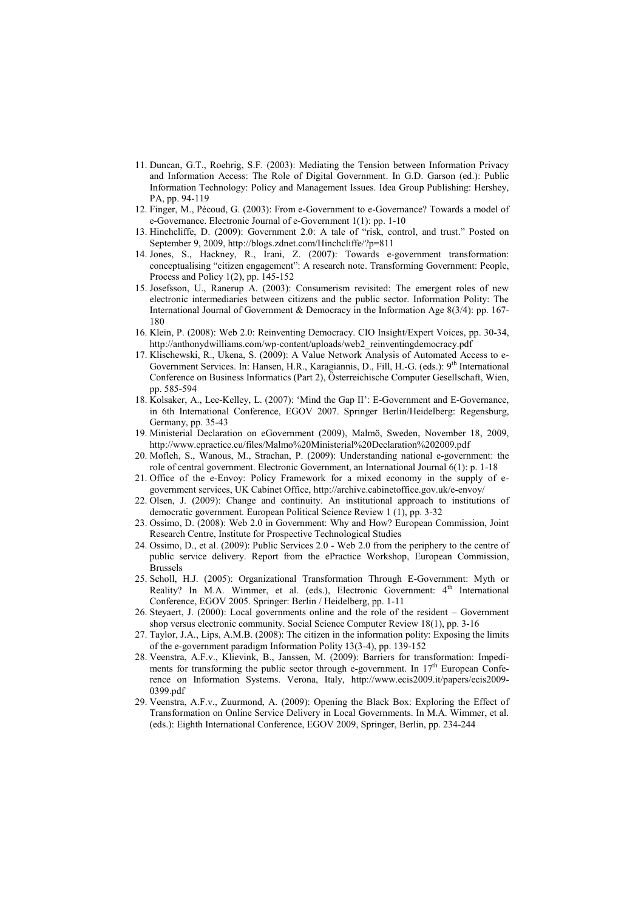11. Duncan, G.T., Roehrig, S.F. (2003): Mediating the Tension between Information Privacy and Information Access: The Role of Digital Government. In G.D. Garson (ed.): Public Information Technology: Policy and Management Issues. Idea Group Publishing: Hershey, PA, pp. 94-119
12. Finger, M., Pécoud, G. (2003): From e-Government to e-Governance? Towards a model of e-Governance. Electronic Journal of e-Government 1(1): pp. 1-10
13. Hinchcliffe, D. (2009): Government 2.0: A tale of "risk, control, and trust." Posted on September 9, 2009, http://blogs.zdnet.com/Hinchcliffe/?p=811
14. Jones, S., Hackney, R., Irani, Z. (2007): Towards e-government transformation: conceptualising "citizen engagement": A research note. Transforming Government: People, Process and Policy 1(2), pp. 145-152
15. Josefsson, U., Ranerup A. (2003): Consumerism revisited: The emergent roles of new electronic intermediaries between citizens and the public sector. Information Polity: The International Journal of Government & Democracy in the Information Age 8(3/4): pp. 167-180
16. Klein, P. (2008): Web 2.0: Reinventing Democracy. CIO Insight/Expert Voices, pp. 30-34, http://anthonydwilliams.com/wp-content/uploads/web2_reinventingdemocracy.pdf
17. Klischewski, R., Ukena, S. (2009): A Value Network Analysis of Automated Access to e-Government Services. In: Hansen, H.R., Karagiannis, D., Fill, H.-G. (eds.): 9th International Conference on Business Informatics (Part 2), Österreichische Computer Gesellschaft, Wien, pp. 585-594
18. Kolsaker, A., Lee-Kelley, L. (2007): 'Mind the Gap II': E-Government and E-Governance, in 6th International Conference, EGOV 2007. Springer Berlin/Heidelberg: Regensburg, Germany, pp. 35-43
19. Ministerial Declaration on eGovernment (2009), Malmö, Sweden, November 18, 2009, http://www.epractice.eu/files/Malmo%20Ministerial%20Declaration%202009.pdf
20. Mofleh, S., Wanous, M., Strachan, P. (2009): Understanding national e-government: the role of central government. Electronic Government, an International Journal 6(1): p. 1-18
21. Office of the e-Envoy: Policy Framework for a mixed economy in the supply of e-government services, UK Cabinet Office, http://archive.cabinetoffice.gov.uk/e-envoy/
22. Olsen, J. (2009): Change and continuity. An institutional approach to institutions of democratic government. European Political Science Review 1 (1), pp. 3-32
23. Ossimo, D. (2008): Web 2.0 in Government: Why and How? European Commission, Joint Research Centre, Institute for Prospective Technological Studies
24. Ossimo, D., et al. (2009): Public Services 2.0 - Web 2.0 from the periphery to the centre of public service delivery. Report from the ePractice Workshop, European Commission, Brussels
25. Scholl, H.J. (2005): Organizational Transformation Through E-Government: Myth or Reality? In M.A. Wimmer, et al. (eds.), Electronic Government: 4th International Conference, EGOV 2005. Springer: Berlin / Heidelberg, pp. 1-11
26. Steyaert, J. (2000): Local governments online and the role of the resident – Government shop versus electronic community. Social Science Computer Review 18(1), pp. 3-16
27. Taylor, J.A., Lips, A.M.B. (2008): The citizen in the information polity: Exposing the limits of the e-government paradigm Information Polity 13(3-4), pp. 139-152
28. Veenstra, A.F.v., Klievink, B., Janssen, M. (2009): Barriers for transformation: Impediments for transforming the public sector through e-government. In 17th European Conference on Information Systems. Verona, Italy, http://www.ecis2009.it/papers/ecis2009-0399.pdf
29. Veenstra, A.F.v., Zuurmond, A. (2009): Opening the Black Box: Exploring the Effect of Transformation on Online Service Delivery in Local Governments. In M.A. Wimmer, et al. (eds.): Eighth International Conference, EGOV 2009, Springer, Berlin, pp. 234-244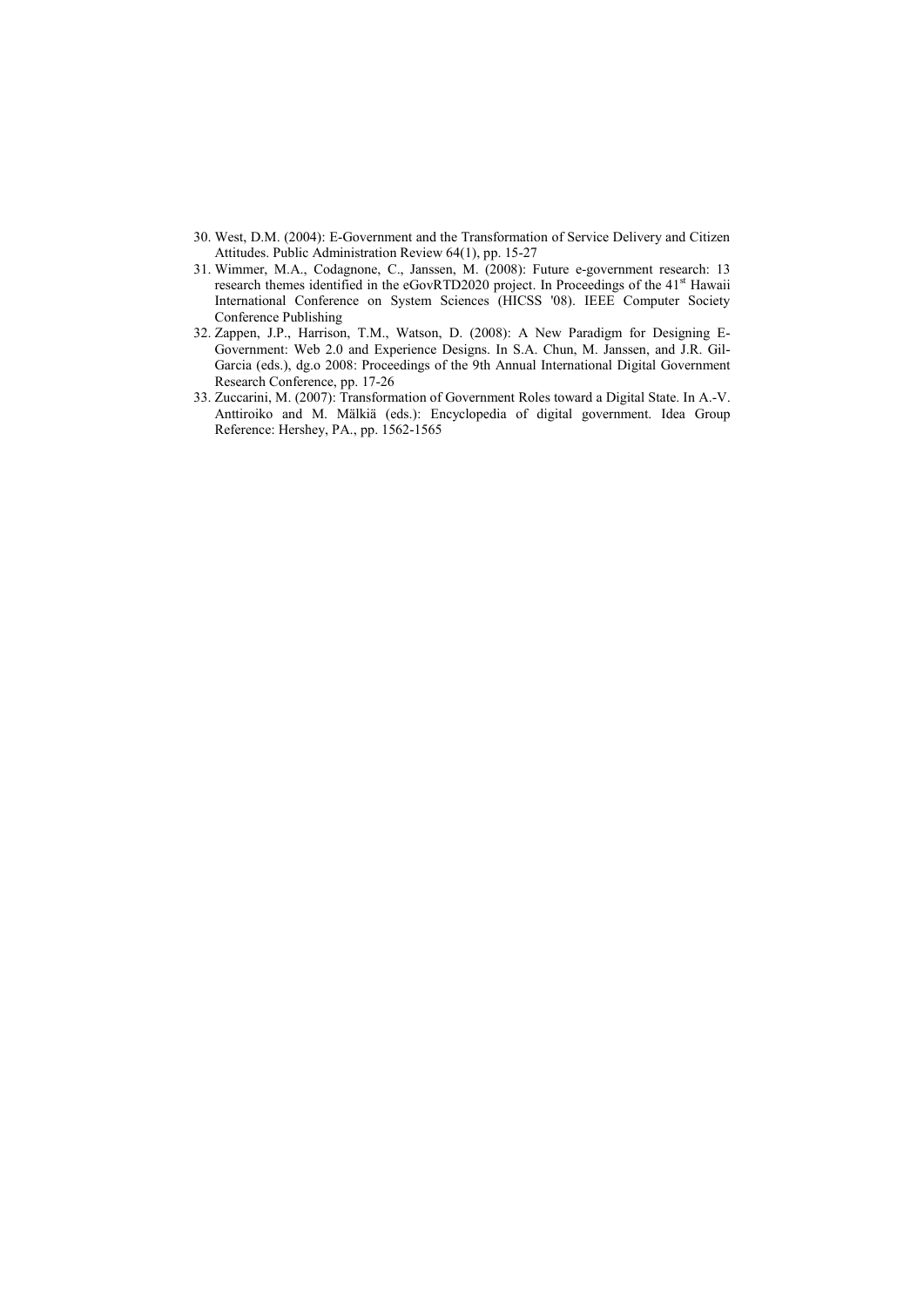30. West, D.M. (2004): E-Government and the Transformation of Service Delivery and Citizen Attitudes. Public Administration Review 64(1), pp. 15-27
31. Wimmer, M.A., Codagnone, C., Janssen, M. (2008): Future e-government research: 13 research themes identified in the eGovRTD2020 project. In Proceedings of the 41st Hawaii International Conference on System Sciences (HICSS '08). IEEE Computer Society Conference Publishing
32. Zappen, J.P., Harrison, T.M., Watson, D. (2008): A New Paradigm for Designing E-Government: Web 2.0 and Experience Designs. In S.A. Chun, M. Janssen, and J.R. Gil-Garcia (eds.), dg.o 2008: Proceedings of the 9th Annual International Digital Government Research Conference, pp. 17-26
33. Zuccarini, M. (2007): Transformation of Government Roles toward a Digital State. In A.-V. Anttiroiko and M. Mälkiä (eds.): Encyclopedia of digital government. Idea Group Reference: Hershey, PA., pp. 1562-1565